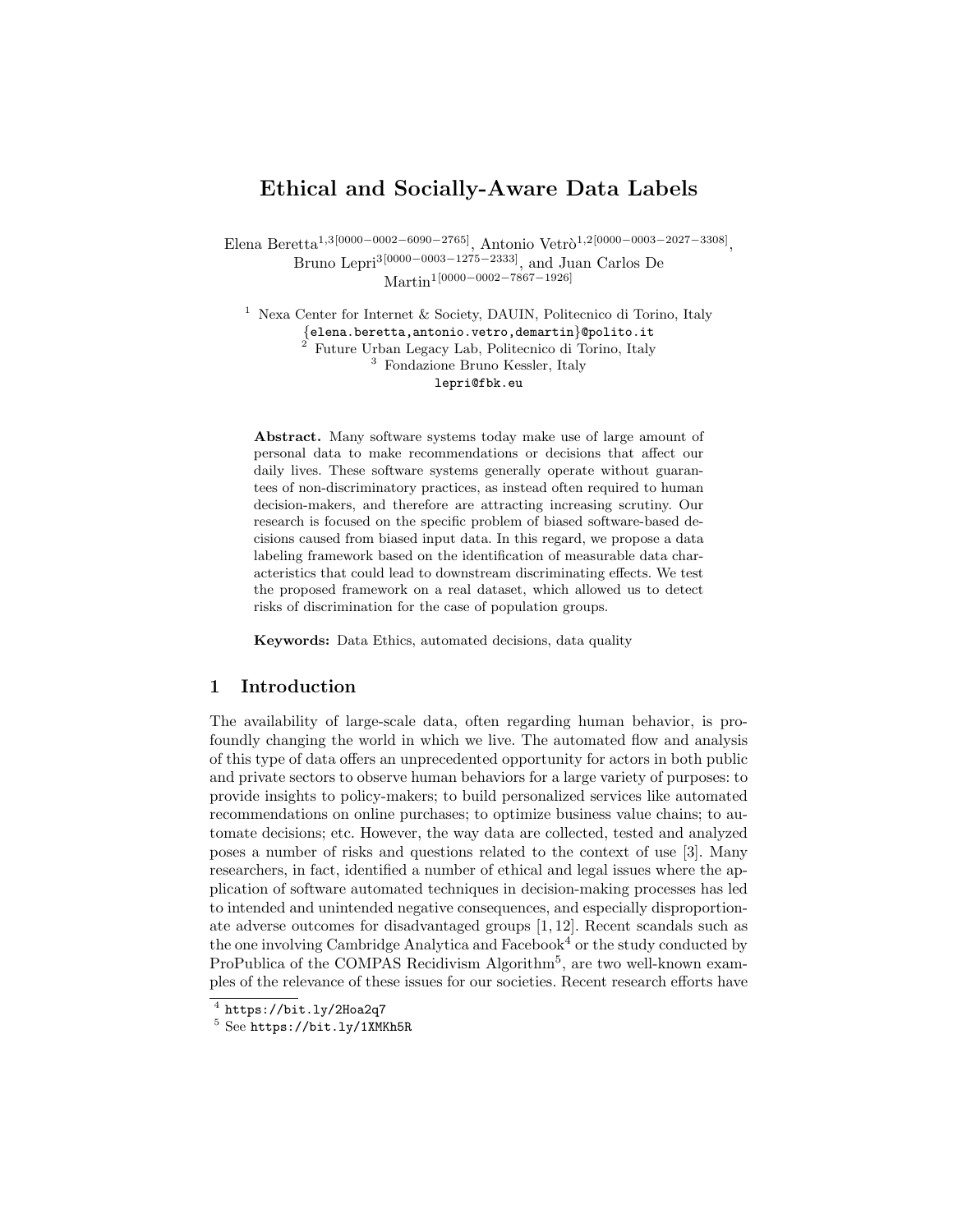# Ethical and Socially-Aware Data Labels

Elena Beretta[1,3][0000−0002−6090−2765], Antonio Vetrò[1,2][0000−0003−2027−3308], Bruno Lepri[3][0000−0003−1275−2333], and Juan Carlos De Martin[1][0000−0002−7867−1926]

[1] Nexa Center for Internet & Society, DAUIN, Politecnico di Torino, Italy
{elena.beretta,antonio.vetro,demartin}@polito.it
[2] Future Urban Legacy Lab, Politecnico di Torino, Italy
[3] Fondazione Bruno Kessler, Italy
lepri@fbk.eu

**Abstract.** Many software systems today make use of large amount of personal data to make recommendations or decisions that affect our daily lives. These software systems generally operate without guarantees of non-discriminatory practices, as instead often required to human decision-makers, and therefore are attracting increasing scrutiny. Our research is focused on the specific problem of biased software-based decisions caused from biased input data. In this regard, we propose a data labeling framework based on the identification of measurable data characteristics that could lead to downstream discriminating effects. We test the proposed framework on a real dataset, which allowed us to detect risks of discrimination for the case of population groups.

**Keywords:** Data Ethics, automated decisions, data quality

## 1 Introduction

The availability of large-scale data, often regarding human behavior, is profoundly changing the world in which we live. The automated flow and analysis of this type of data offers an unprecedented opportunity for actors in both public and private sectors to observe human behaviors for a large variety of purposes: to provide insights to policy-makers; to build personalized services like automated recommendations on online purchases; to optimize business value chains; to automate decisions; etc. However, the way data are collected, tested and analyzed poses a number of risks and questions related to the context of use [3]. Many researchers, in fact, identified a number of ethical and legal issues where the application of software automated techniques in decision-making processes has led to intended and unintended negative consequences, and especially disproportionate adverse outcomes for disadvantaged groups [1, 12]. Recent scandals such as the one involving Cambridge Analytica and Facebook[4] or the study conducted by ProPublica of the COMPAS Recidivism Algorithm[5], are two well-known examples of the relevance of these issues for our societies. Recent research efforts have

[4] https://bit.ly/2Hoa2q7

[5] See https://bit.ly/1XMKh5R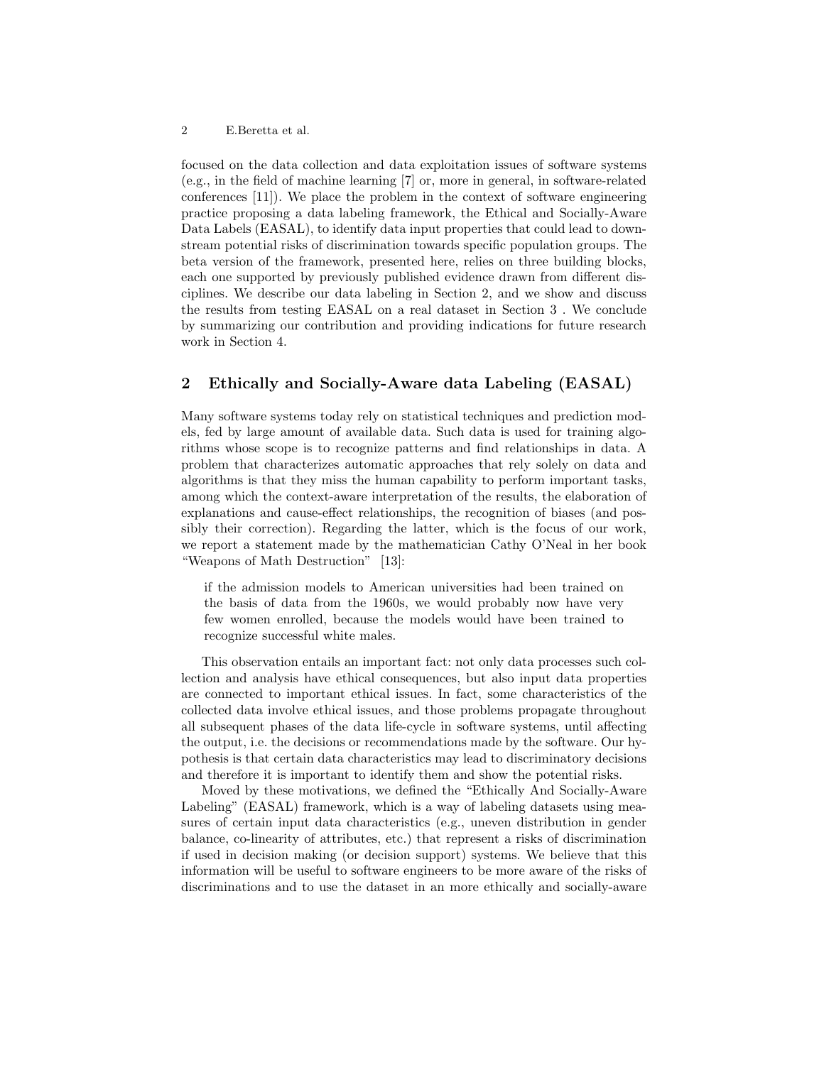focused on the data collection and data exploitation issues of software systems (e.g., in the field of machine learning [7] or, more in general, in software-related conferences [11]). We place the problem in the context of software engineering practice proposing a data labeling framework, the Ethical and Socially-Aware Data Labels (EASAL), to identify data input properties that could lead to downstream potential risks of discrimination towards specific population groups. The beta version of the framework, presented here, relies on three building blocks, each one supported by previously published evidence drawn from different disciplines. We describe our data labeling in Section 2, and we show and discuss the results from testing EASAL on a real dataset in Section 3 . We conclude by summarizing our contribution and providing indications for future research work in Section 4.

## 2 Ethically and Socially-Aware data Labeling (EASAL)

Many software systems today rely on statistical techniques and prediction models, fed by large amount of available data. Such data is used for training algorithms whose scope is to recognize patterns and find relationships in data. A problem that characterizes automatic approaches that rely solely on data and algorithms is that they miss the human capability to perform important tasks, among which the context-aware interpretation of the results, the elaboration of explanations and cause-effect relationships, the recognition of biases (and possibly their correction). Regarding the latter, which is the focus of our work, we report a statement made by the mathematician Cathy O'Neal in her book "Weapons of Math Destruction" [13]:

> if the admission models to American universities had been trained on the basis of data from the 1960s, we would probably now have very few women enrolled, because the models would have been trained to recognize successful white males.

This observation entails an important fact: not only data processes such collection and analysis have ethical consequences, but also input data properties are connected to important ethical issues. In fact, some characteristics of the collected data involve ethical issues, and those problems propagate throughout all subsequent phases of the data life-cycle in software systems, until affecting the output, i.e. the decisions or recommendations made by the software. Our hypothesis is that certain data characteristics may lead to discriminatory decisions and therefore it is important to identify them and show the potential risks.

Moved by these motivations, we defined the "Ethically And Socially-Aware Labeling" (EASAL) framework, which is a way of labeling datasets using measures of certain input data characteristics (e.g., uneven distribution in gender balance, co-linearity of attributes, etc.) that represent a risks of discrimination if used in decision making (or decision support) systems. We believe that this information will be useful to software engineers to be more aware of the risks of discriminations and to use the dataset in an more ethically and socially-aware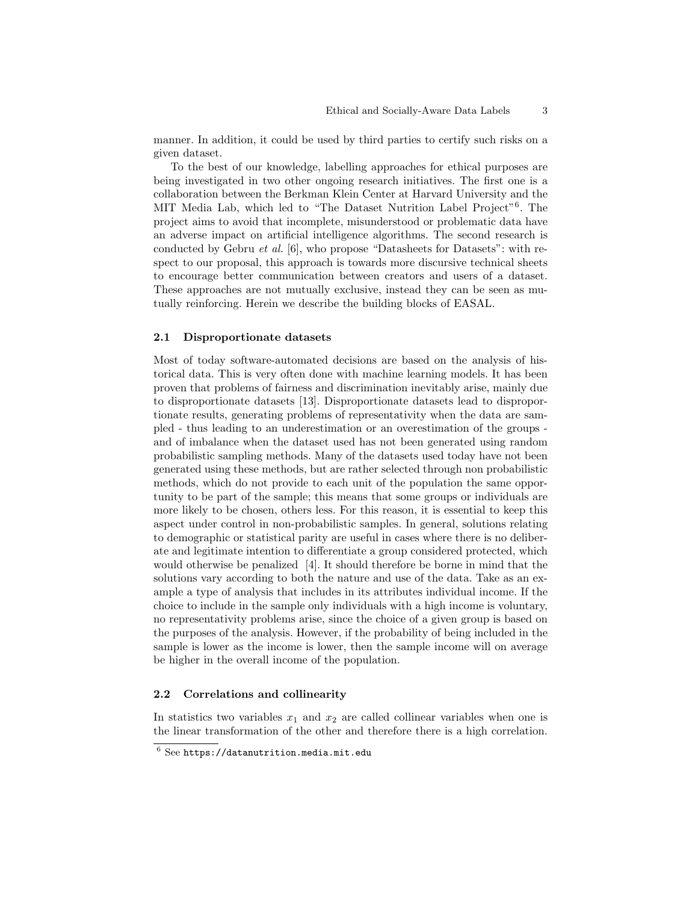manner. In addition, it could be used by third parties to certify such risks on a given dataset.

To the best of our knowledge, labelling approaches for ethical purposes are being investigated in two other ongoing research initiatives. The first one is a collaboration between the Berkman Klein Center at Harvard University and the MIT Media Lab, which led to "The Dataset Nutrition Label Project"[6]. The project aims to avoid that incomplete, misunderstood or problematic data have an adverse impact on artificial intelligence algorithms. The second research is conducted by Gebru *et al.* [6], who propose "Datasheets for Datasets": with respect to our proposal, this approach is towards more discursive technical sheets to encourage better communication between creators and users of a dataset. These approaches are not mutually exclusive, instead they can be seen as mutually reinforcing. Herein we describe the building blocks of EASAL.

### 2.1 Disproportionate datasets

Most of today software-automated decisions are based on the analysis of historical data. This is very often done with machine learning models. It has been proven that problems of fairness and discrimination inevitably arise, mainly due to disproportionate datasets [13]. Disproportionate datasets lead to disproportionate results, generating problems of representativity when the data are sampled - thus leading to an underestimation or an overestimation of the groups - and of imbalance when the dataset used has not been generated using random probabilistic sampling methods. Many of the datasets used today have not been generated using these methods, but are rather selected through non probabilistic methods, which do not provide to each unit of the population the same opportunity to be part of the sample; this means that some groups or individuals are more likely to be chosen, others less. For this reason, it is essential to keep this aspect under control in non-probabilistic samples. In general, solutions relating to demographic or statistical parity are useful in cases where there is no deliberate and legitimate intention to differentiate a group considered protected, which would otherwise be penalized [4]. It should therefore be borne in mind that the solutions vary according to both the nature and use of the data. Take as an example a type of analysis that includes in its attributes individual income. If the choice to include in the sample only individuals with a high income is voluntary, no representativity problems arise, since the choice of a given group is based on the purposes of the analysis. However, if the probability of being included in the sample is lower as the income is lower, then the sample income will on average be higher in the overall income of the population.

### 2.2 Correlations and collinearity

In statistics two variables $x_1$ and $x_2$ are called collinear variables when one is the linear transformation of the other and therefore there is a high correlation.

[6] See `https://datanutrition.media.mit.edu`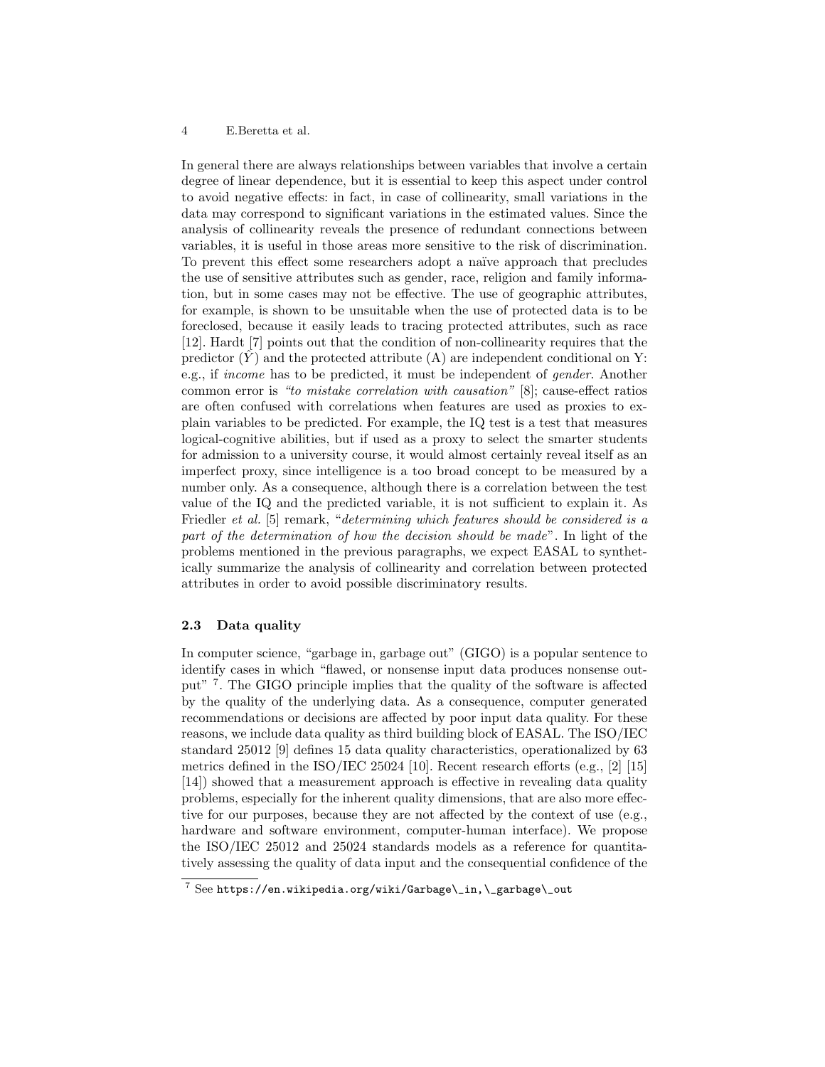In general there are always relationships between variables that involve a certain degree of linear dependence, but it is essential to keep this aspect under control to avoid negative effects: in fact, in case of collinearity, small variations in the data may correspond to significant variations in the estimated values. Since the analysis of collinearity reveals the presence of redundant connections between variables, it is useful in those areas more sensitive to the risk of discrimination. To prevent this effect some researchers adopt a naïve approach that precludes the use of sensitive attributes such as gender, race, religion and family information, but in some cases may not be effective. The use of geographic attributes, for example, is shown to be unsuitable when the use of protected data is to be foreclosed, because it easily leads to tracing protected attributes, such as race [12]. Hardt [7] points out that the condition of non-collinearity requires that the predictor ($\hat{Y}$) and the protected attribute (A) are independent conditional on Y: e.g., if *income* has to be predicted, it must be independent of *gender*. Another common error is *"to mistake correlation with causation"* [8]; cause-effect ratios are often confused with correlations when features are used as proxies to explain variables to be predicted. For example, the IQ test is a test that measures logical-cognitive abilities, but if used as a proxy to select the smarter students for admission to a university course, it would almost certainly reveal itself as an imperfect proxy, since intelligence is a too broad concept to be measured by a number only. As a consequence, although there is a correlation between the test value of the IQ and the predicted variable, it is not sufficient to explain it. As Friedler *et al.* [5] remark, "*determining which features should be considered is a part of the determination of how the decision should be made*". In light of the problems mentioned in the previous paragraphs, we expect EASAL to synthetically summarize the analysis of collinearity and correlation between protected attributes in order to avoid possible discriminatory results.

### 2.3 Data quality

In computer science, "garbage in, garbage out" (GIGO) is a popular sentence to identify cases in which "flawed, or nonsense input data produces nonsense output" [7]. The GIGO principle implies that the quality of the software is affected by the quality of the underlying data. As a consequence, computer generated recommendations or decisions are affected by poor input data quality. For these reasons, we include data quality as third building block of EASAL. The ISO/IEC standard 25012 [9] defines 15 data quality characteristics, operationalized by 63 metrics defined in the ISO/IEC 25024 [10]. Recent research efforts (e.g., [2] [15] [14]) showed that a measurement approach is effective in revealing data quality problems, especially for the inherent quality dimensions, that are also more effective for our purposes, because they are not affected by the context of use (e.g., hardware and software environment, computer-human interface). We propose the ISO/IEC 25012 and 25024 standards models as a reference for quantitatively assessing the quality of data input and the consequential confidence of the

[7] See `https://en.wikipedia.org/wiki/Garbage\_in,\_garbage\_out`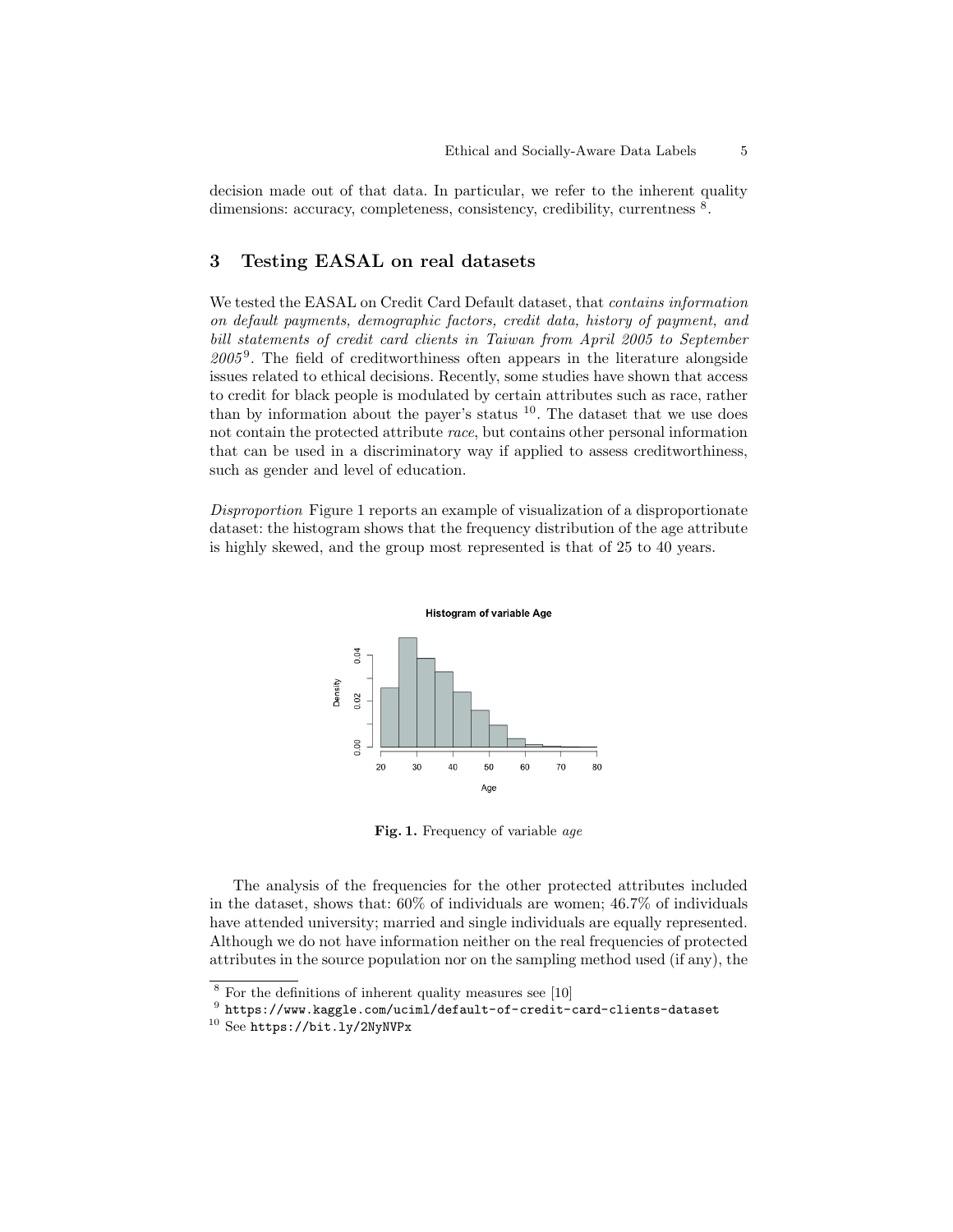decision made out of that data. In particular, we refer to the inherent quality dimensions: accuracy, completeness, consistency, credibility, currentness [8].

## 3 Testing EASAL on real datasets

We tested the EASAL on Credit Card Default dataset, that *contains information on default payments, demographic factors, credit data, history of payment, and bill statements of credit card clients in Taiwan from April 2005 to September 2005*[9]. The field of creditworthiness often appears in the literature alongside issues related to ethical decisions. Recently, some studies have shown that access to credit for black people is modulated by certain attributes such as race, rather than by information about the payer's status [10]. The dataset that we use does not contain the protected attribute *race*, but contains other personal information that can be used in a discriminatory way if applied to assess creditworthiness, such as gender and level of education.

*Disproportion* Figure 1 reports an example of visualization of a disproportionate dataset: the histogram shows that the frequency distribution of the age attribute is highly skewed, and the group most represented is that of 25 to 40 years.

**Fig. 1.** Frequency of variable *age*

The analysis of the frequencies for the other protected attributes included in the dataset, shows that: 60% of individuals are women; 46.7% of individuals have attended university; married and single individuals are equally represented. Although we do not have information neither on the real frequencies of protected attributes in the source population nor on the sampling method used (if any), the

[8] For the definitions of inherent quality measures see [10]

[9] https://www.kaggle.com/uciml/default-of-credit-card-clients-dataset

[10] See https://bit.ly/2NyNVPx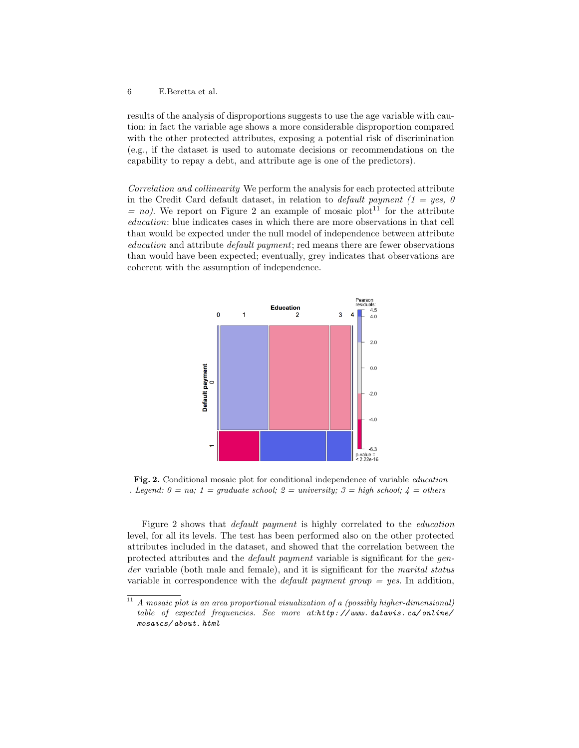results of the analysis of disproportions suggests to use the age variable with caution: in fact the variable age shows a more considerable disproportion compared with the other protected attributes, exposing a potential risk of discrimination (e.g., if the dataset is used to automate decisions or recommendations on the capability to repay a debt, and attribute age is one of the predictors).

*Correlation and collinearity* We perform the analysis for each protected attribute in the Credit Card default dataset, in relation to *default payment (1 = yes, 0 = no)*. We report on Figure 2 an example of mosaic plot[11] for the attribute *education*: blue indicates cases in which there are more observations in that cell than would be expected under the null model of independence between attribute *education* and attribute *default payment*; red means there are fewer observations than would have been expected; eventually, grey indicates that observations are coherent with the assumption of independence.

**Fig. 2.** Conditional mosaic plot for conditional independence of variable *education . Legend: 0 = na; 1 = graduate school; 2 = university; 3 = high school; 4 = others*

Figure 2 shows that *default payment* is highly correlated to the *education* level, for all its levels. The test has been performed also on the other protected attributes included in the dataset, and showed that the correlation between the protected attributes and the *default payment* variable is significant for the *gender* variable (both male and female), and it is significant for the *marital status* variable in correspondence with the *default payment group = yes*. In addition,

[11] *A mosaic plot is an area proportional visualization of a (possibly higher-dimensional) table of expected frequencies. See more at:*`http://www.datavis.ca/online/mosaics/about.html`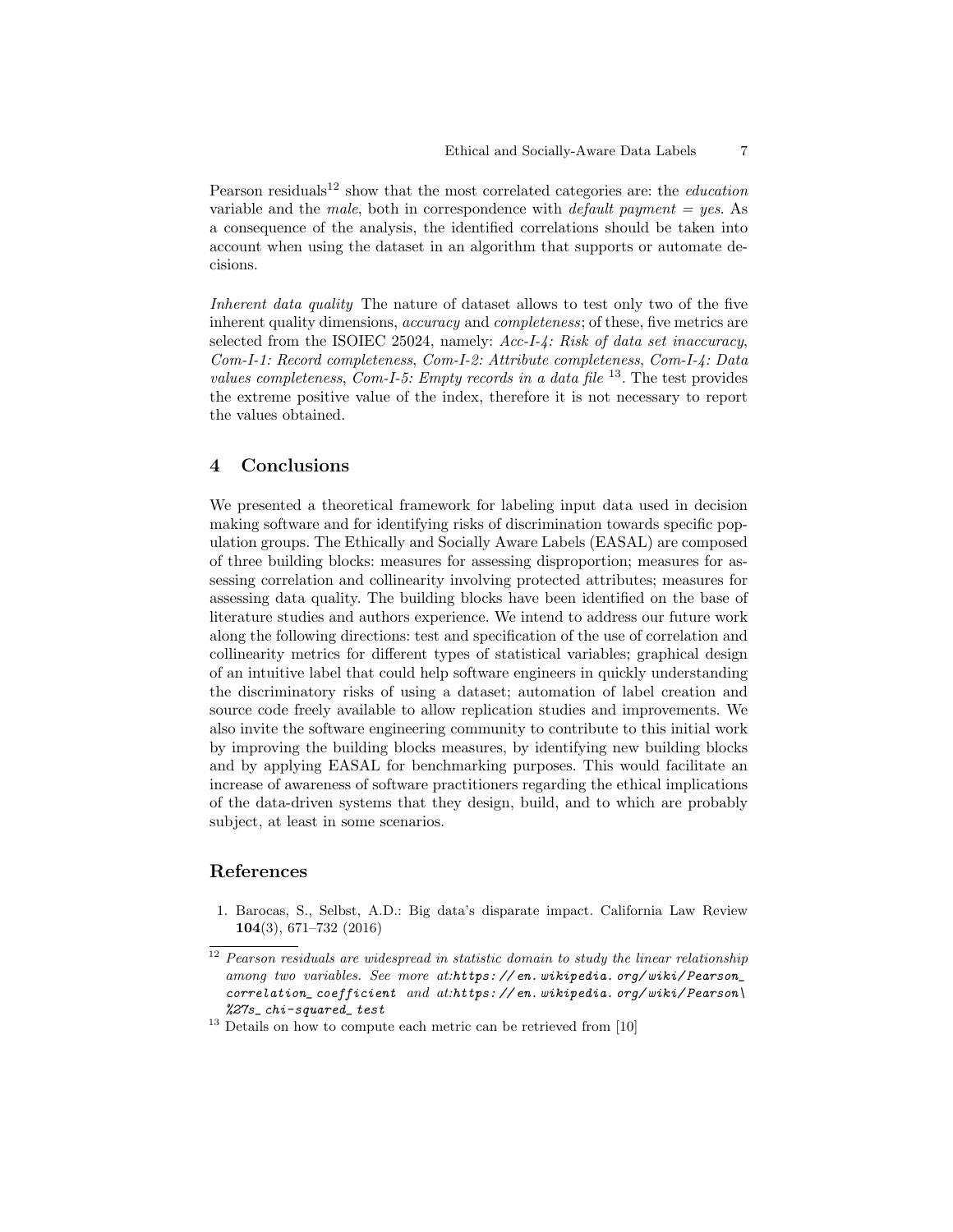Pearson residuals[12] show that the most correlated categories are: the *education* variable and the *male*, both in correspondence with *default payment = yes*. As a consequence of the analysis, the identified correlations should be taken into account when using the dataset in an algorithm that supports or automate decisions.

*Inherent data quality* The nature of dataset allows to test only two of the five inherent quality dimensions, *accuracy* and *completeness*; of these, five metrics are selected from the ISOIEC 25024, namely: *Acc-I-4: Risk of data set inaccuracy*, *Com-I-1: Record completeness*, *Com-I-2: Attribute completeness*, *Com-I-4: Data values completeness*, *Com-I-5: Empty records in a data file* [13]. The test provides the extreme positive value of the index, therefore it is not necessary to report the values obtained.

## 4 Conclusions

We presented a theoretical framework for labeling input data used in decision making software and for identifying risks of discrimination towards specific population groups. The Ethically and Socially Aware Labels (EASAL) are composed of three building blocks: measures for assessing disproportion; measures for assessing correlation and collinearity involving protected attributes; measures for assessing data quality. The building blocks have been identified on the base of literature studies and authors experience. We intend to address our future work along the following directions: test and specification of the use of correlation and collinearity metrics for different types of statistical variables; graphical design of an intuitive label that could help software engineers in quickly understanding the discriminatory risks of using a dataset; automation of label creation and source code freely available to allow replication studies and improvements. We also invite the software engineering community to contribute to this initial work by improving the building blocks measures, by identifying new building blocks and by applying EASAL for benchmarking purposes. This would facilitate an increase of awareness of software practitioners regarding the ethical implications of the data-driven systems that they design, build, and to which are probably subject, at least in some scenarios.

## References

1. Barocas, S., Selbst, A.D.: Big data's disparate impact. California Law Review **104**(3), 671–732 (2016)

---

[12] *Pearson residuals are widespread in statistic domain to study the linear relationship among two variables. See more at:https://en.wikipedia.org/wiki/Pearson_correlation_coefficient and at:https://en.wikipedia.org/wiki/Pearson\%27s_chi-squared_test*

[13] Details on how to compute each metric can be retrieved from [10]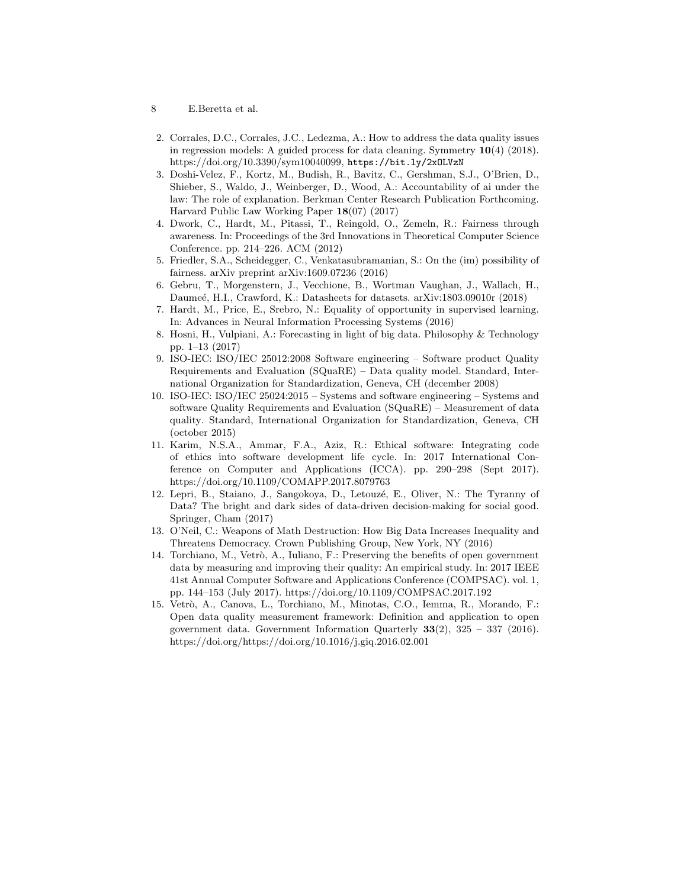2. Corrales, D.C., Corrales, J.C., Ledezma, A.: How to address the data quality issues in regression models: A guided process for data cleaning. Symmetry **10**(4) (2018). https://doi.org/10.3390/sym10040099, `https://bit.ly/2xOLVzN`
3. Doshi-Velez, F., Kortz, M., Budish, R., Bavitz, C., Gershman, S.J., O'Brien, D., Shieber, S., Waldo, J., Weinberger, D., Wood, A.: Accountability of ai under the law: The role of explanation. Berkman Center Research Publication Forthcoming. Harvard Public Law Working Paper **18**(07) (2017)
4. Dwork, C., Hardt, M., Pitassi, T., Reingold, O., Zemeln, R.: Fairness through awareness. In: Proceedings of the 3rd Innovations in Theoretical Computer Science Conference. pp. 214–226. ACM (2012)
5. Friedler, S.A., Scheidegger, C., Venkatasubramanian, S.: On the (im) possibility of fairness. arXiv preprint arXiv:1609.07236 (2016)
6. Gebru, T., Morgenstern, J., Vecchione, B., Wortman Vaughan, J., Wallach, H., Daumeé, H.I., Crawford, K.: Datasheets for datasets. arXiv:1803.09010r (2018)
7. Hardt, M., Price, E., Srebro, N.: Equality of opportunity in supervised learning. In: Advances in Neural Information Processing Systems (2016)
8. Hosni, H., Vulpiani, A.: Forecasting in light of big data. Philosophy & Technology pp. 1–13 (2017)
9. ISO-IEC: ISO/IEC 25012:2008 Software engineering – Software product Quality Requirements and Evaluation (SQuaRE) – Data quality model. Standard, International Organization for Standardization, Geneva, CH (december 2008)
10. ISO-IEC: ISO/IEC 25024:2015 – Systems and software engineering – Systems and software Quality Requirements and Evaluation (SQuaRE) – Measurement of data quality. Standard, International Organization for Standardization, Geneva, CH (october 2015)
11. Karim, N.S.A., Ammar, F.A., Aziz, R.: Ethical software: Integrating code of ethics into software development life cycle. In: 2017 International Conference on Computer and Applications (ICCA). pp. 290–298 (Sept 2017). https://doi.org/10.1109/COMAPP.2017.8079763
12. Lepri, B., Staiano, J., Sangokoya, D., Letouzé, E., Oliver, N.: The Tyranny of Data? The bright and dark sides of data-driven decision-making for social good. Springer, Cham (2017)
13. O'Neil, C.: Weapons of Math Destruction: How Big Data Increases Inequality and Threatens Democracy. Crown Publishing Group, New York, NY (2016)
14. Torchiano, M., Vetrò, A., Iuliano, F.: Preserving the benefits of open government data by measuring and improving their quality: An empirical study. In: 2017 IEEE 41st Annual Computer Software and Applications Conference (COMPSAC). vol. 1, pp. 144–153 (July 2017). https://doi.org/10.1109/COMPSAC.2017.192
15. Vetrò, A., Canova, L., Torchiano, M., Minotas, C.O., Iemma, R., Morando, F.: Open data quality measurement framework: Definition and application to open government data. Government Information Quarterly **33**(2), 325 – 337 (2016). https://doi.org/https://doi.org/10.1016/j.giq.2016.02.001